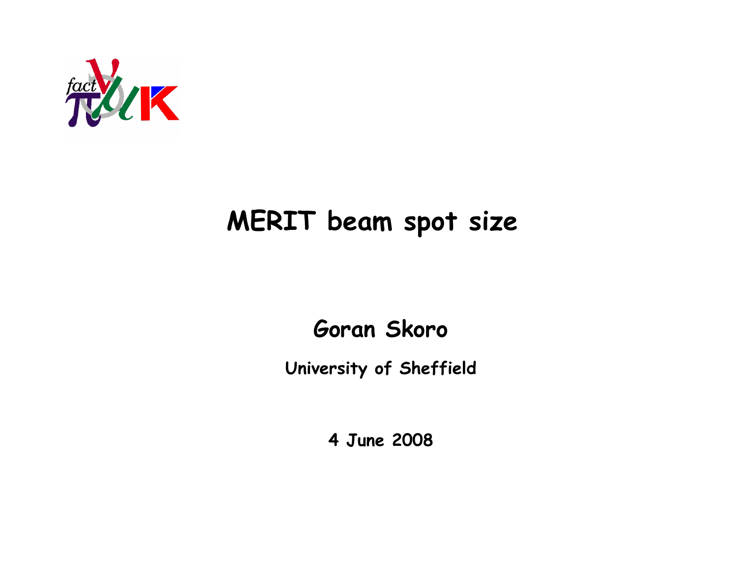# MERIT beam spot size

**Goran Skoro**

**University of Sheffield**

**4 June 2008**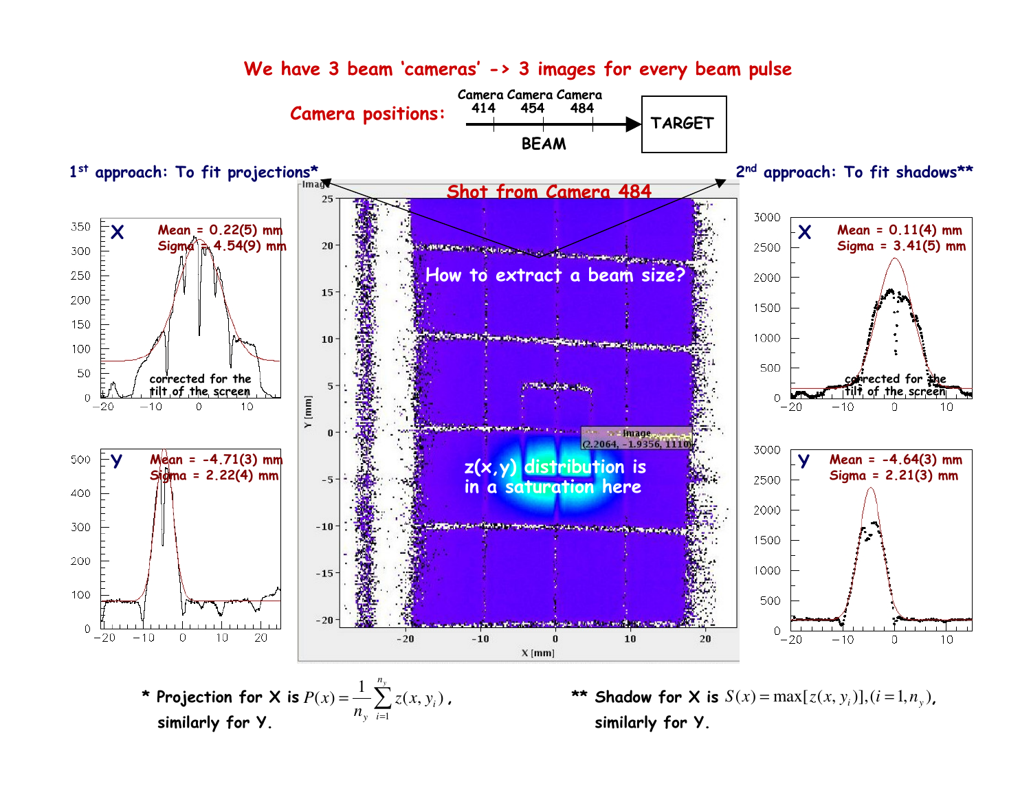# We have 3 beam 'cameras' -> 3 images for every beam pulse

**Camera positions:** Camera 414, Camera 454, Camera 484 — BEAM → TARGET

**1st approach: To fit projections***

**2nd approach: To fit shadows****

**Shot from Camera 484**

How to extract a beam size?

$z(x,y)$ distribution is in a saturation here

| Approach | | Mean | Sigma |
|---|---|---|---|
| Projections (corrected for the tilt of the screen) | X | 0.22(5) mm | 4.54(9) mm |
| Projections | Y | -4.71(3) mm | 2.22(4) mm |
| Shadows (corrected for the tilt of the screen) | X | 0.11(4) mm | 3.41(5) mm |
| Shadows | Y | -4.64(3) mm | 2.21(3) mm |

\* Projection for X is $P(x) = \frac{1}{n_y}\sum_{i=1}^{n_y} z(x, y_i)$, similarly for Y.

\*\* Shadow for X is $S(x) = \max[z(x, y_i)], (i = 1, n_y)$, similarly for Y.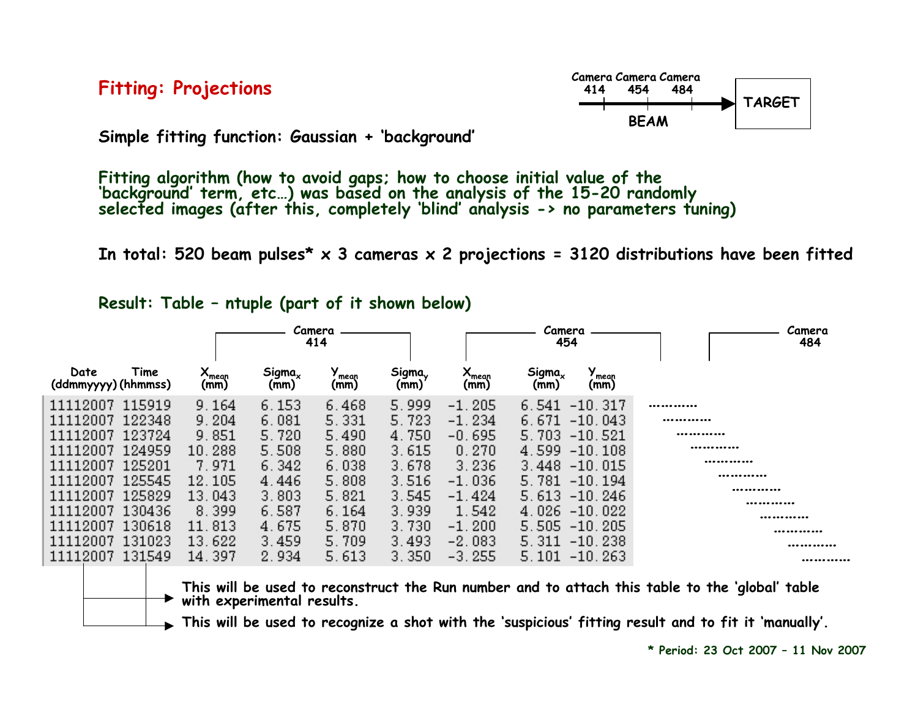# Fitting: Projections

Camera 414 — Camera 454 — Camera 484 — BEAM → TARGET

**Simple fitting function: Gaussian + 'background'**

**Fitting algorithm (how to avoid gaps; how to choose initial value of the 'background' term, etc…) was based on the analysis of the 15-20 randomly selected images (after this, completely 'blind' analysis -> no parameters tuning)**

**In total: 520 beam pulses* x 3 cameras x 2 projections = 3120 distributions have been fitted**

**Result: Table – ntuple (part of it shown below)**

| | | Camera 414 | | | | Camera 454 | | | Camera 484 |
|---|---|---|---|---|---|---|---|---|---|
| Date (ddmmyyyy) | Time (hhmmss) | $X_{mean}$ (mm) | $Sigma_x$ (mm) | $Y_{mean}$ (mm) | $Sigma_y$ (mm) | $X_{mean}$ (mm) | $Sigma_x$ (mm) | $Y_{mean}$ (mm) | |
| 11112007 | 115919 | 9.164 | 6.153 | 6.468 | 5.999 | -1.205 | 6.541 | -10.317 | ………… |
| 11112007 | 122348 | 9.204 | 6.081 | 5.331 | 5.723 | -1.234 | 6.671 | -10.043 | ………… |
| 11112007 | 123724 | 9.851 | 5.720 | 5.490 | 4.750 | -0.695 | 5.703 | -10.521 | ………… |
| 11112007 | 124959 | 10.288 | 5.508 | 5.880 | 3.615 | 0.270 | 4.599 | -10.108 | ………… |
| 11112007 | 125201 | 7.971 | 6.342 | 6.038 | 3.678 | 3.236 | 3.448 | -10.015 | ………… |
| 11112007 | 125545 | 12.105 | 4.446 | 5.808 | 3.516 | -1.036 | 5.781 | -10.194 | ………… |
| 11112007 | 125829 | 13.043 | 3.803 | 5.821 | 3.545 | -1.424 | 5.613 | -10.246 | ………… |
| 11112007 | 130436 | 8.399 | 6.587 | 6.164 | 3.939 | 1.542 | 4.026 | -10.022 | ………… |
| 11112007 | 130618 | 11.813 | 4.675 | 5.870 | 3.730 | -1.200 | 5.505 | -10.205 | ………… |
| 11112007 | 131023 | 13.622 | 3.459 | 5.709 | 3.493 | -2.083 | 5.311 | -10.238 | ………… |
| 11112007 | 131549 | 14.397 | 2.934 | 5.613 | 3.350 | -3.255 | 5.101 | -10.263 | ………… |

**This will be used to reconstruct the Run number and to attach this table to the 'global' table with experimental results.**

**This will be used to recognize a shot with the 'suspicious' fitting result and to fit it 'manually'.**

**\* Period: 23 Oct 2007 – 11 Nov 2007**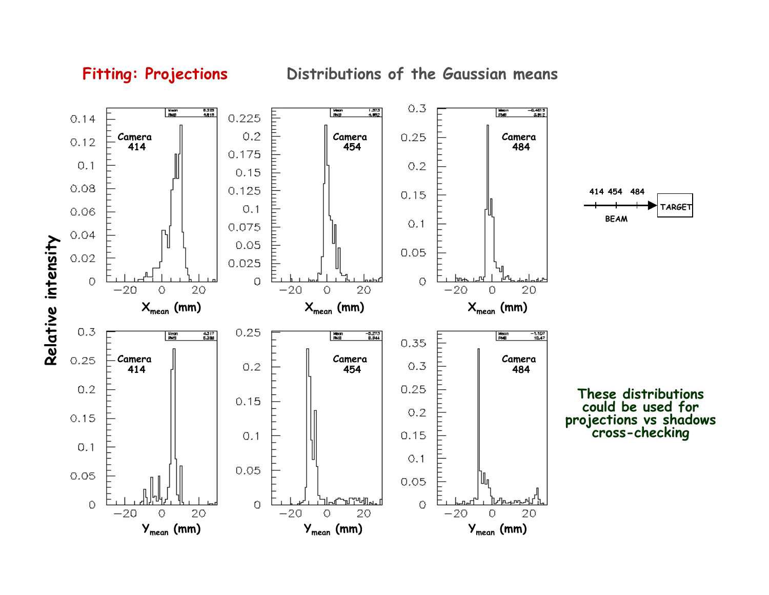**Fitting: Projections**

## Distributions of the Gaussian means

**These distributions could be used for projections vs shadows cross-checking**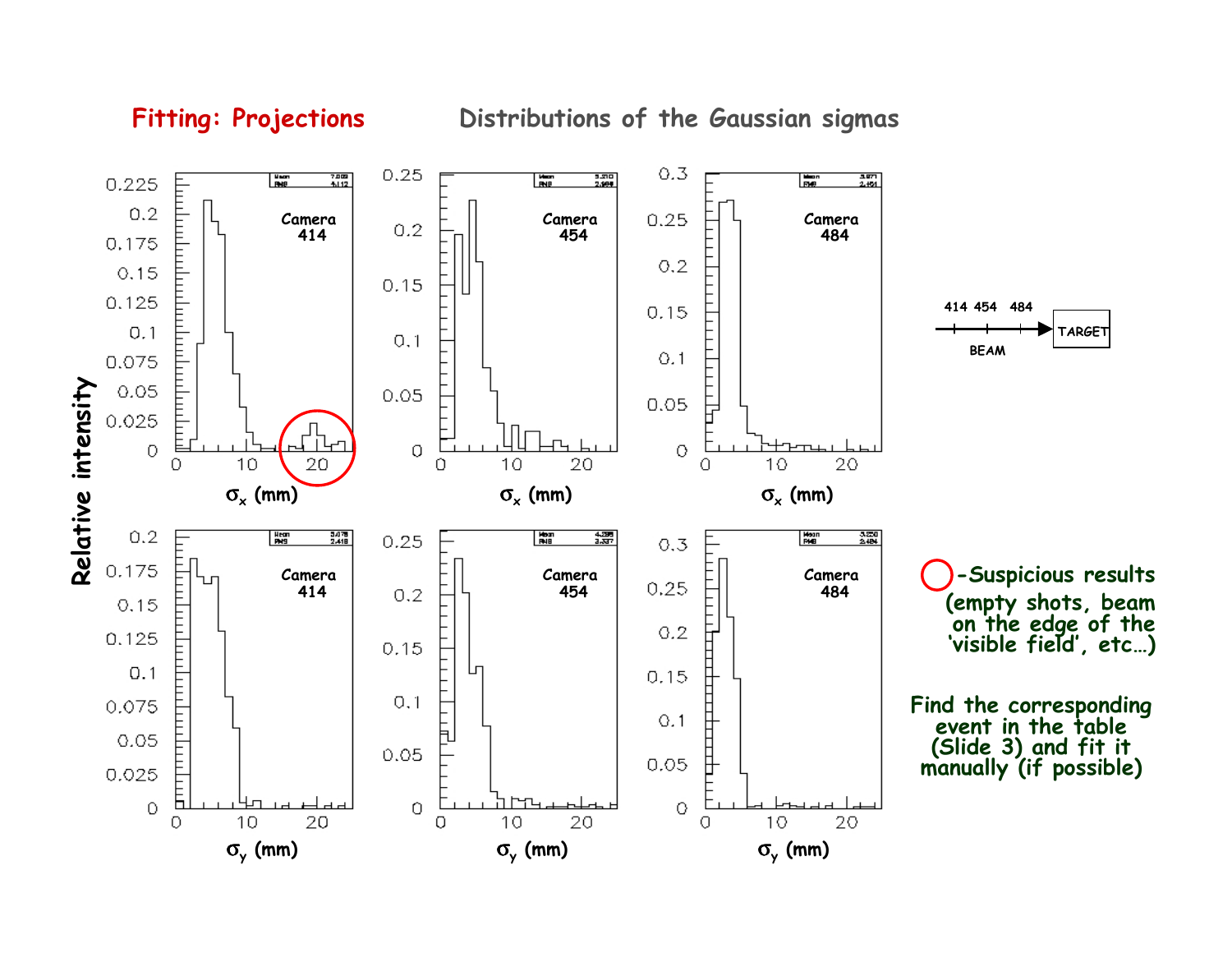## Fitting: Projections

## Distributions of the Gaussian sigmas

Relative intensity

Camera 414 — $\sigma_x$ (mm)

Camera 454 — $\sigma_x$ (mm)

Camera 484 — $\sigma_x$ (mm)

Camera 414 — $\sigma_y$ (mm)

Camera 454 — $\sigma_y$ (mm)

Camera 484 — $\sigma_y$ (mm)

414 454 484 → TARGET

BEAM

○ - Suspicious results (empty shots, beam on the edge of the 'visible field', etc…)

Find the corresponding event in the table (Slide 3) and fit it manually (if possible)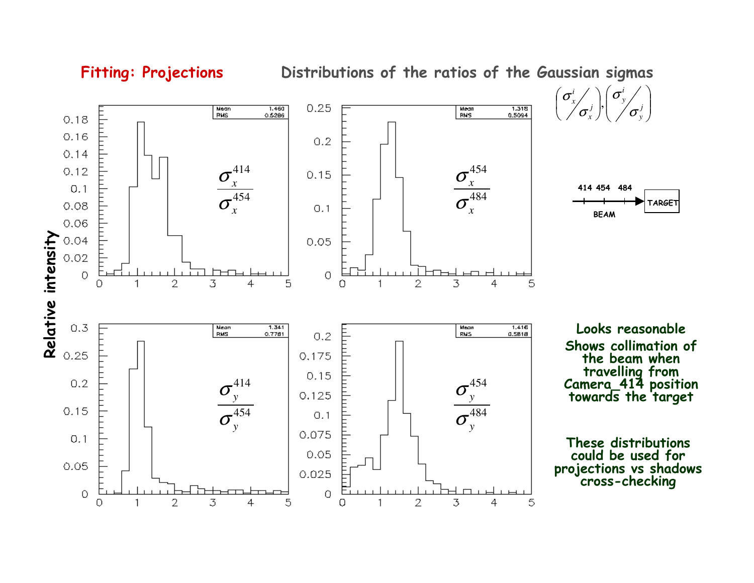## Fitting: Projections

### Distributions of the ratios of the Gaussian sigmas

$$\left(\sigma_x^i / \sigma_x^j\right), \left(\sigma_y^i / \sigma_y^j\right)$$

Relative intensity

| Ratio | Mean | RMS |
|---|---|---|
| $\dfrac{\sigma_x^{414}}{\sigma_x^{454}}$ | 1.460 | 0.5286 |
| $\dfrac{\sigma_x^{454}}{\sigma_x^{484}}$ | 1.318 | 0.5094 |
| $\dfrac{\sigma_y^{414}}{\sigma_y^{454}}$ | 1.341 | 0.7781 |
| $\dfrac{\sigma_y^{454}}{\sigma_y^{484}}$ | 1.416 | 0.5818 |

414 454 484 — BEAM → TARGET

**Looks reasonable**

**Shows collimation of the beam when travelling from Camera_414 position towards the target**

**These distributions could be used for projections vs shadows cross-checking**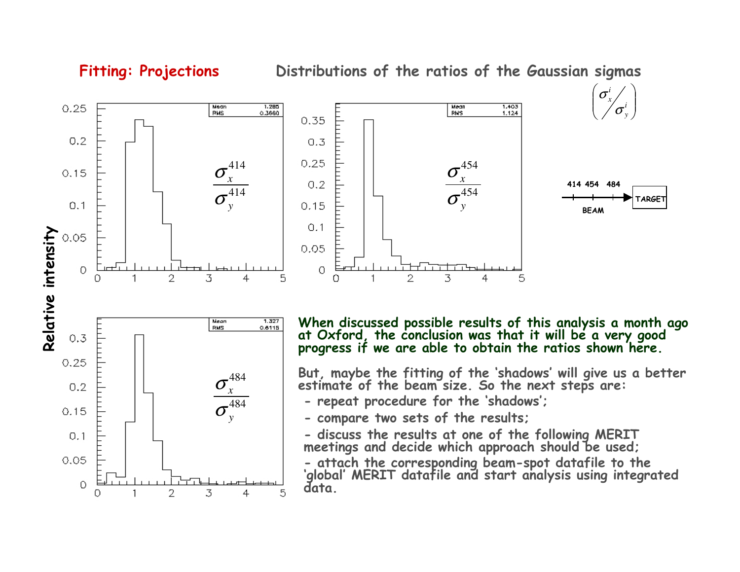## Fitting: Projections

## Distributions of the ratios of the Gaussian sigmas

$$\left(\sigma_x^i / \sigma_y^i\right)$$

Mean 1.285
RMS 0.3660

$$\frac{\sigma_x^{414}}{\sigma_y^{414}}$$

Mean 1.403
RMS 1.124

$$\frac{\sigma_x^{454}}{\sigma_y^{454}}$$

Mean 1.327
RMS 0.6115

$$\frac{\sigma_x^{484}}{\sigma_y^{484}}$$

Relative intensity

414 454 484
BEAM
TARGET

**When discussed possible results of this analysis a month ago at Oxford, the conclusion was that it will be a very good progress if we are able to obtain the ratios shown here.**

But, maybe the fitting of the 'shadows' will give us a better estimate of the beam size. So the next steps are:

- repeat procedure for the 'shadows';
- compare two sets of the results;
- discuss the results at one of the following MERIT meetings and decide which approach should be used;
- attach the corresponding beam-spot datafile to the 'global' MERIT datafile and start analysis using integrated data.